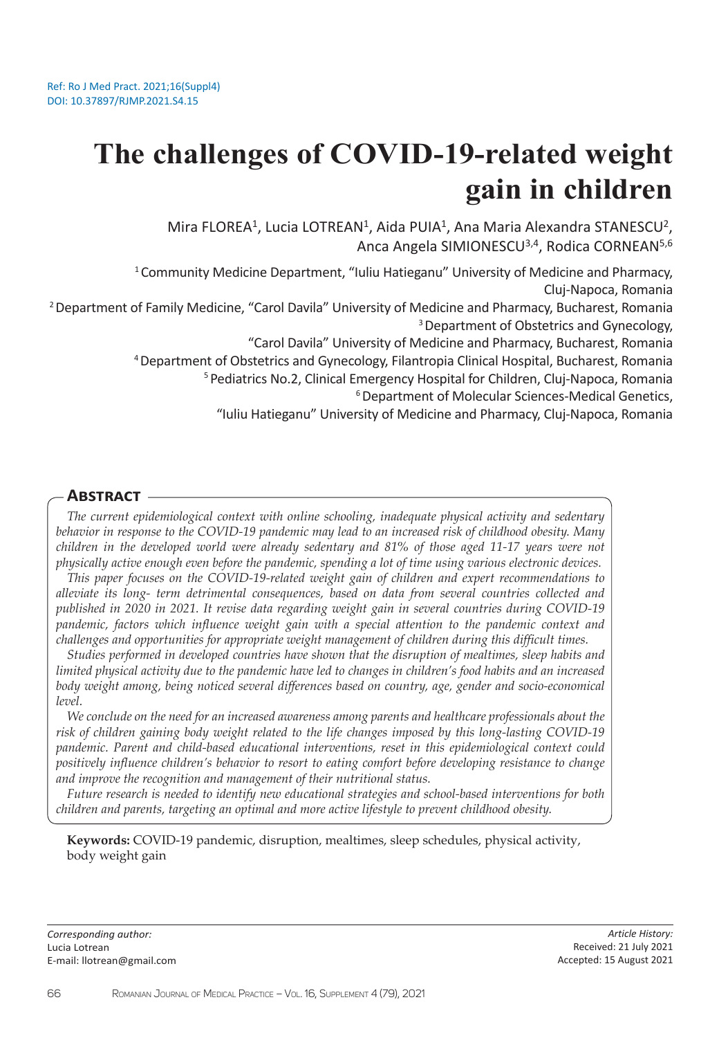Ref: Ro J Med Pract. 2021;16(Suppl4)
DOI: 10.37897/RJMP.2021.S4.15

# The challenges of COVID-19-related weight gain in children

Mira FLOREA[1], Lucia LOTREAN[1], Aida PUIA[1], Ana Maria Alexandra STANESCU[2], Anca Angela SIMIONESCU[3,4], Rodica CORNEAN[5,6]

[1] Community Medicine Department, "Iuliu Hatieganu" University of Medicine and Pharmacy, Cluj-Napoca, Romania
[2] Department of Family Medicine, "Carol Davila" University of Medicine and Pharmacy, Bucharest, Romania
[3] Department of Obstetrics and Gynecology, "Carol Davila" University of Medicine and Pharmacy, Bucharest, Romania
[4] Department of Obstetrics and Gynecology, Filantropia Clinical Hospital, Bucharest, Romania
[5] Pediatrics No.2, Clinical Emergency Hospital for Children, Cluj-Napoca, Romania
[6] Department of Molecular Sciences-Medical Genetics, "Iuliu Hatieganu" University of Medicine and Pharmacy, Cluj-Napoca, Romania

## Abstract

*The current epidemiological context with online schooling, inadequate physical activity and sedentary behavior in response to the COVID-19 pandemic may lead to an increased risk of childhood obesity. Many children in the developed world were already sedentary and 81% of those aged 11-17 years were not physically active enough even before the pandemic, spending a lot of time using various electronic devices.*

*This paper focuses on the COVID-19-related weight gain of children and expert recommendations to alleviate its long- term detrimental consequences, based on data from several countries collected and published in 2020 in 2021. It revise data regarding weight gain in several countries during COVID-19 pandemic, factors which influence weight gain with a special attention to the pandemic context and challenges and opportunities for appropriate weight management of children during this difficult times.*

*Studies performed in developed countries have shown that the disruption of mealtimes, sleep habits and limited physical activity due to the pandemic have led to changes in children's food habits and an increased body weight among, being noticed several differences based on country, age, gender and socio-economical level.*

*We conclude on the need for an increased awareness among parents and healthcare professionals about the risk of children gaining body weight related to the life changes imposed by this long-lasting COVID-19 pandemic. Parent and child-based educational interventions, reset in this epidemiological context could positively influence children's behavior to resort to eating comfort before developing resistance to change and improve the recognition and management of their nutritional status.*

*Future research is needed to identify new educational strategies and school-based interventions for both children and parents, targeting an optimal and more active lifestyle to prevent childhood obesity.*

**Keywords:** COVID-19 pandemic, disruption, mealtimes, sleep schedules, physical activity, body weight gain

*Corresponding author:*
Lucia Lotrean
E-mail: llotrean@gmail.com

*Article History:*
Received: 21 July 2021
Accepted: 15 August 2021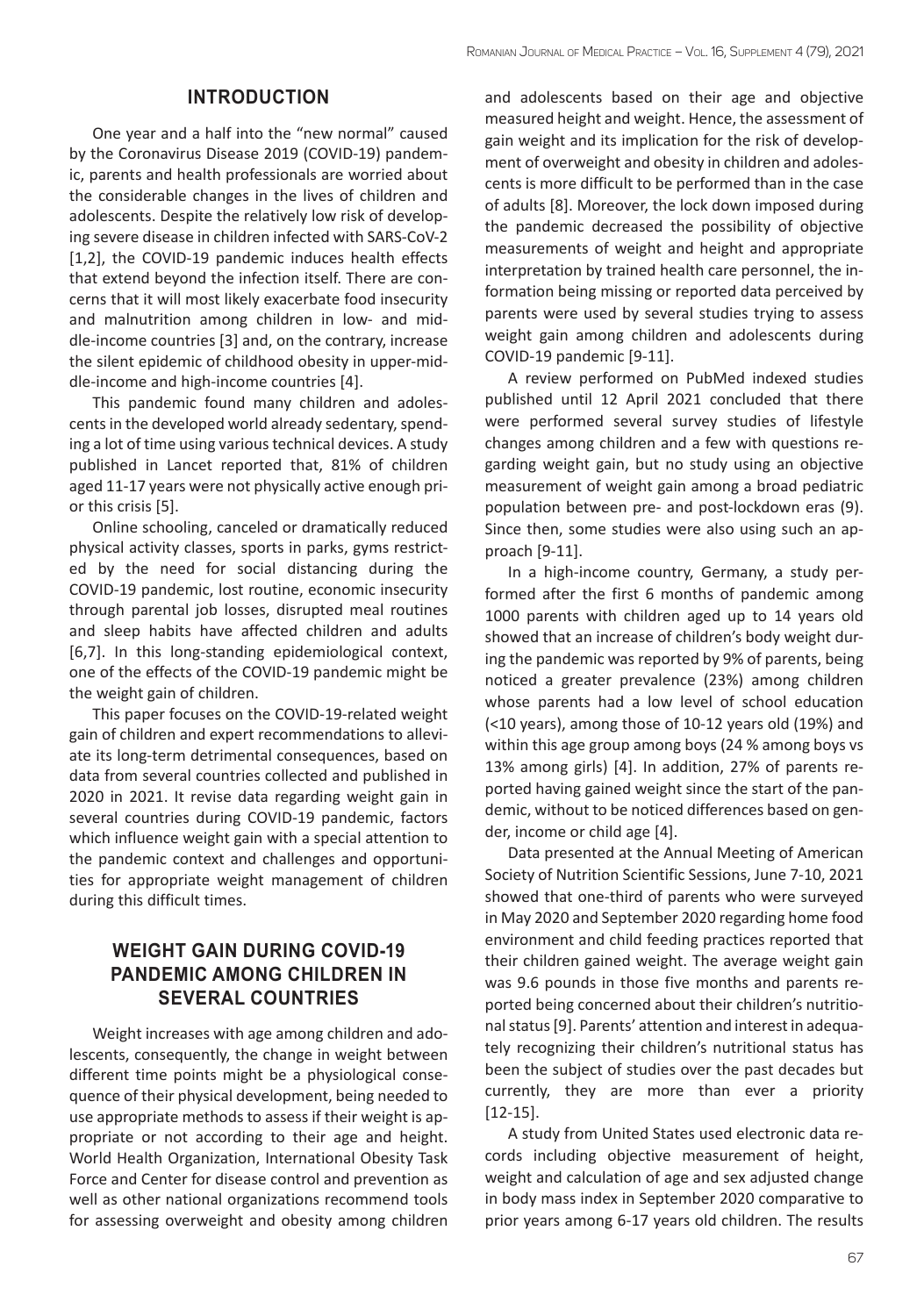## INTRODUCTION

One year and a half into the "new normal" caused by the Coronavirus Disease 2019 (COVID-19) pandemic, parents and health professionals are worried about the considerable changes in the lives of children and adolescents. Despite the relatively low risk of developing severe disease in children infected with SARS-CoV-2 [1,2], the COVID-19 pandemic induces health effects that extend beyond the infection itself. There are concerns that it will most likely exacerbate food insecurity and malnutrition among children in low- and middle-income countries [3] and, on the contrary, increase the silent epidemic of childhood obesity in upper-middle-income and high-income countries [4].

This pandemic found many children and adolescents in the developed world already sedentary, spending a lot of time using various technical devices. A study published in Lancet reported that, 81% of children aged 11-17 years were not physically active enough prior this crisis [5].

Online schooling, canceled or dramatically reduced physical activity classes, sports in parks, gyms restricted by the need for social distancing during the COVID-19 pandemic, lost routine, economic insecurity through parental job losses, disrupted meal routines and sleep habits have affected children and adults [6,7]. In this long-standing epidemiological context, one of the effects of the COVID-19 pandemic might be the weight gain of children.

This paper focuses on the COVID-19-related weight gain of children and expert recommendations to alleviate its long-term detrimental consequences, based on data from several countries collected and published in 2020 in 2021. It revise data regarding weight gain in several countries during COVID-19 pandemic, factors which influence weight gain with a special attention to the pandemic context and challenges and opportunities for appropriate weight management of children during this difficult times.

## WEIGHT GAIN DURING COVID-19 PANDEMIC AMONG CHILDREN IN SEVERAL COUNTRIES

Weight increases with age among children and adolescents, consequently, the change in weight between different time points might be a physiological consequence of their physical development, being needed to use appropriate methods to assess if their weight is appropriate or not according to their age and height. World Health Organization, International Obesity Task Force and Center for disease control and prevention as well as other national organizations recommend tools for assessing overweight and obesity among children and adolescents based on their age and objective measured height and weight. Hence, the assessment of gain weight and its implication for the risk of development of overweight and obesity in children and adolescents is more difficult to be performed than in the case of adults [8]. Moreover, the lock down imposed during the pandemic decreased the possibility of objective measurements of weight and height and appropriate interpretation by trained health care personnel, the information being missing or reported data perceived by parents were used by several studies trying to assess weight gain among children and adolescents during COVID-19 pandemic [9-11].

A review performed on PubMed indexed studies published until 12 April 2021 concluded that there were performed several survey studies of lifestyle changes among children and a few with questions regarding weight gain, but no study using an objective measurement of weight gain among a broad pediatric population between pre- and post-lockdown eras (9). Since then, some studies were also using such an approach [9-11].

In a high-income country, Germany, a study performed after the first 6 months of pandemic among 1000 parents with children aged up to 14 years old showed that an increase of children's body weight during the pandemic was reported by 9% of parents, being noticed a greater prevalence (23%) among children whose parents had a low level of school education (<10 years), among those of 10-12 years old (19%) and within this age group among boys (24 % among boys vs 13% among girls) [4]. In addition, 27% of parents reported having gained weight since the start of the pandemic, without to be noticed differences based on gender, income or child age [4].

Data presented at the Annual Meeting of American Society of Nutrition Scientific Sessions, June 7-10, 2021 showed that one-third of parents who were surveyed in May 2020 and September 2020 regarding home food environment and child feeding practices reported that their children gained weight. The average weight gain was 9.6 pounds in those five months and parents reported being concerned about their children's nutritional status [9]. Parents' attention and interest in adequately recognizing their children's nutritional status has been the subject of studies over the past decades but currently, they are more than ever a priority [12-15].

A study from United States used electronic data records including objective measurement of height, weight and calculation of age and sex adjusted change in body mass index in September 2020 comparative to prior years among 6-17 years old children. The results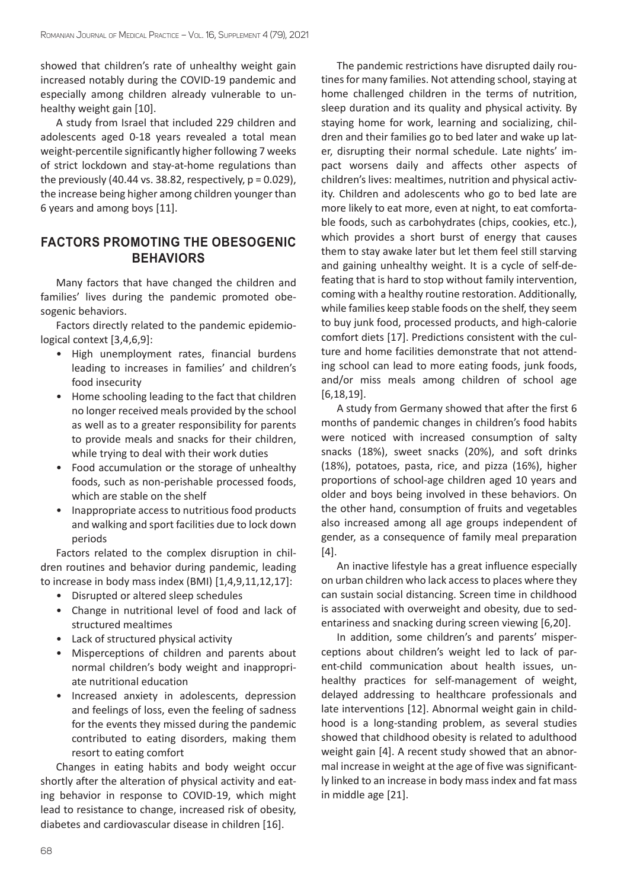showed that children's rate of unhealthy weight gain increased notably during the COVID-19 pandemic and especially among children already vulnerable to unhealthy weight gain [10].

A study from Israel that included 229 children and adolescents aged 0-18 years revealed a total mean weight-percentile significantly higher following 7 weeks of strict lockdown and stay-at-home regulations than the previously (40.44 vs. 38.82, respectively, $p = 0.029$), the increase being higher among children younger than 6 years and among boys [11].

## FACTORS PROMOTING THE OBESOGENIC BEHAVIORS

Many factors that have changed the children and families' lives during the pandemic promoted obesogenic behaviors.

Factors directly related to the pandemic epidemiological context [3,4,6,9]:

- High unemployment rates, financial burdens leading to increases in families' and children's food insecurity
- Home schooling leading to the fact that children no longer received meals provided by the school as well as to a greater responsibility for parents to provide meals and snacks for their children, while trying to deal with their work duties
- Food accumulation or the storage of unhealthy foods, such as non-perishable processed foods, which are stable on the shelf
- Inappropriate access to nutritious food products and walking and sport facilities due to lock down periods

Factors related to the complex disruption in children routines and behavior during pandemic, leading to increase in body mass index (BMI) [1,4,9,11,12,17]:

- Disrupted or altered sleep schedules
- Change in nutritional level of food and lack of structured mealtimes
- Lack of structured physical activity
- Misperceptions of children and parents about normal children's body weight and inappropriate nutritional education
- Increased anxiety in adolescents, depression and feelings of loss, even the feeling of sadness for the events they missed during the pandemic contributed to eating disorders, making them resort to eating comfort

Changes in eating habits and body weight occur shortly after the alteration of physical activity and eating behavior in response to COVID-19, which might lead to resistance to change, increased risk of obesity, diabetes and cardiovascular disease in children [16].

The pandemic restrictions have disrupted daily routines for many families. Not attending school, staying at home challenged children in the terms of nutrition, sleep duration and its quality and physical activity. By staying home for work, learning and socializing, children and their families go to bed later and wake up later, disrupting their normal schedule. Late nights' impact worsens daily and affects other aspects of children's lives: mealtimes, nutrition and physical activity. Children and adolescents who go to bed late are more likely to eat more, even at night, to eat comfortable foods, such as carbohydrates (chips, cookies, etc.), which provides a short burst of energy that causes them to stay awake later but let them feel still starving and gaining unhealthy weight. It is a cycle of self-defeating that is hard to stop without family intervention, coming with a healthy routine restoration. Additionally, while families keep stable foods on the shelf, they seem to buy junk food, processed products, and high-calorie comfort diets [17]. Predictions consistent with the culture and home facilities demonstrate that not attending school can lead to more eating foods, junk foods, and/or miss meals among children of school age [6,18,19].

A study from Germany showed that after the first 6 months of pandemic changes in children's food habits were noticed with increased consumption of salty snacks (18%), sweet snacks (20%), and soft drinks (18%), potatoes, pasta, rice, and pizza (16%), higher proportions of school-age children aged 10 years and older and boys being involved in these behaviors. On the other hand, consumption of fruits and vegetables also increased among all age groups independent of gender, as a consequence of family meal preparation [4].

An inactive lifestyle has a great influence especially on urban children who lack access to places where they can sustain social distancing. Screen time in childhood is associated with overweight and obesity, due to sedentariness and snacking during screen viewing [6,20].

In addition, some children's and parents' misperceptions about children's weight led to lack of parent-child communication about health issues, unhealthy practices for self-management of weight, delayed addressing to healthcare professionals and late interventions [12]. Abnormal weight gain in childhood is a long-standing problem, as several studies showed that childhood obesity is related to adulthood weight gain [4]. A recent study showed that an abnormal increase in weight at the age of five was significantly linked to an increase in body mass index and fat mass in middle age [21].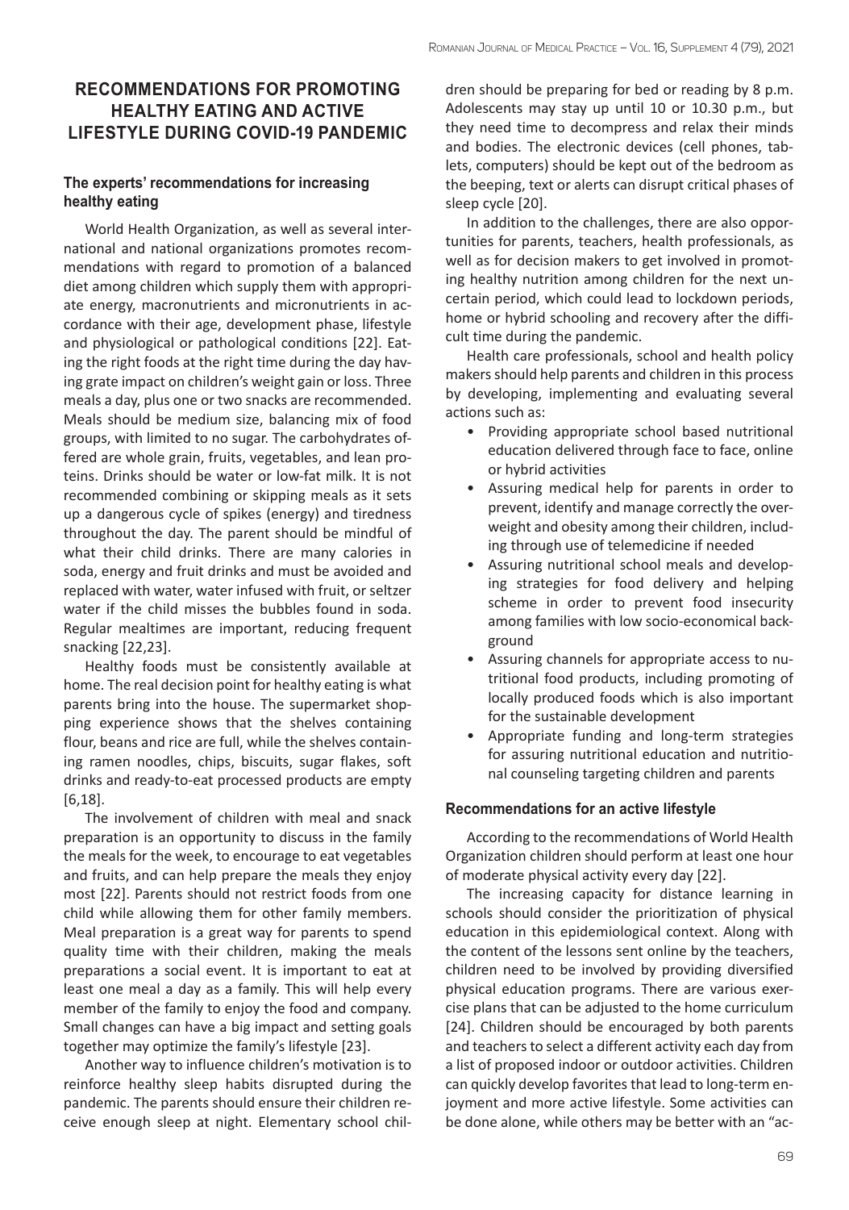## RECOMMENDATIONS FOR PROMOTING HEALTHY EATING AND ACTIVE LIFESTYLE DURING COVID-19 PANDEMIC

### The experts' recommendations for increasing healthy eating

World Health Organization, as well as several international and national organizations promotes recommendations with regard to promotion of a balanced diet among children which supply them with appropriate energy, macronutrients and micronutrients in accordance with their age, development phase, lifestyle and physiological or pathological conditions [22]. Eating the right foods at the right time during the day having grate impact on children's weight gain or loss. Three meals a day, plus one or two snacks are recommended. Meals should be medium size, balancing mix of food groups, with limited to no sugar. The carbohydrates offered are whole grain, fruits, vegetables, and lean proteins. Drinks should be water or low-fat milk. It is not recommended combining or skipping meals as it sets up a dangerous cycle of spikes (energy) and tiredness throughout the day. The parent should be mindful of what their child drinks. There are many calories in soda, energy and fruit drinks and must be avoided and replaced with water, water infused with fruit, or seltzer water if the child misses the bubbles found in soda. Regular mealtimes are important, reducing frequent snacking [22,23].

Healthy foods must be consistently available at home. The real decision point for healthy eating is what parents bring into the house. The supermarket shopping experience shows that the shelves containing flour, beans and rice are full, while the shelves containing ramen noodles, chips, biscuits, sugar flakes, soft drinks and ready-to-eat processed products are empty [6,18].

The involvement of children with meal and snack preparation is an opportunity to discuss in the family the meals for the week, to encourage to eat vegetables and fruits, and can help prepare the meals they enjoy most [22]. Parents should not restrict foods from one child while allowing them for other family members. Meal preparation is a great way for parents to spend quality time with their children, making the meals preparations a social event. It is important to eat at least one meal a day as a family. This will help every member of the family to enjoy the food and company. Small changes can have a big impact and setting goals together may optimize the family's lifestyle [23].

Another way to influence children's motivation is to reinforce healthy sleep habits disrupted during the pandemic. The parents should ensure their children receive enough sleep at night. Elementary school children should be preparing for bed or reading by 8 p.m. Adolescents may stay up until 10 or 10.30 p.m., but they need time to decompress and relax their minds and bodies. The electronic devices (cell phones, tablets, computers) should be kept out of the bedroom as the beeping, text or alerts can disrupt critical phases of sleep cycle [20].

In addition to the challenges, there are also opportunities for parents, teachers, health professionals, as well as for decision makers to get involved in promoting healthy nutrition among children for the next uncertain period, which could lead to lockdown periods, home or hybrid schooling and recovery after the difficult time during the pandemic.

Health care professionals, school and health policy makers should help parents and children in this process by developing, implementing and evaluating several actions such as:

- Providing appropriate school based nutritional education delivered through face to face, online or hybrid activities
- Assuring medical help for parents in order to prevent, identify and manage correctly the overweight and obesity among their children, including through use of telemedicine if needed
- Assuring nutritional school meals and developing strategies for food delivery and helping scheme in order to prevent food insecurity among families with low socio-economical background
- Assuring channels for appropriate access to nutritional food products, including promoting of locally produced foods which is also important for the sustainable development
- Appropriate funding and long-term strategies for assuring nutritional education and nutritional counseling targeting children and parents

### Recommendations for an active lifestyle

According to the recommendations of World Health Organization children should perform at least one hour of moderate physical activity every day [22].

The increasing capacity for distance learning in schools should consider the prioritization of physical education in this epidemiological context. Along with the content of the lessons sent online by the teachers, children need to be involved by providing diversified physical education programs. There are various exercise plans that can be adjusted to the home curriculum [24]. Children should be encouraged by both parents and teachers to select a different activity each day from a list of proposed indoor or outdoor activities. Children can quickly develop favorites that lead to long-term enjoyment and more active lifestyle. Some activities can be done alone, while others may be better with an "ac-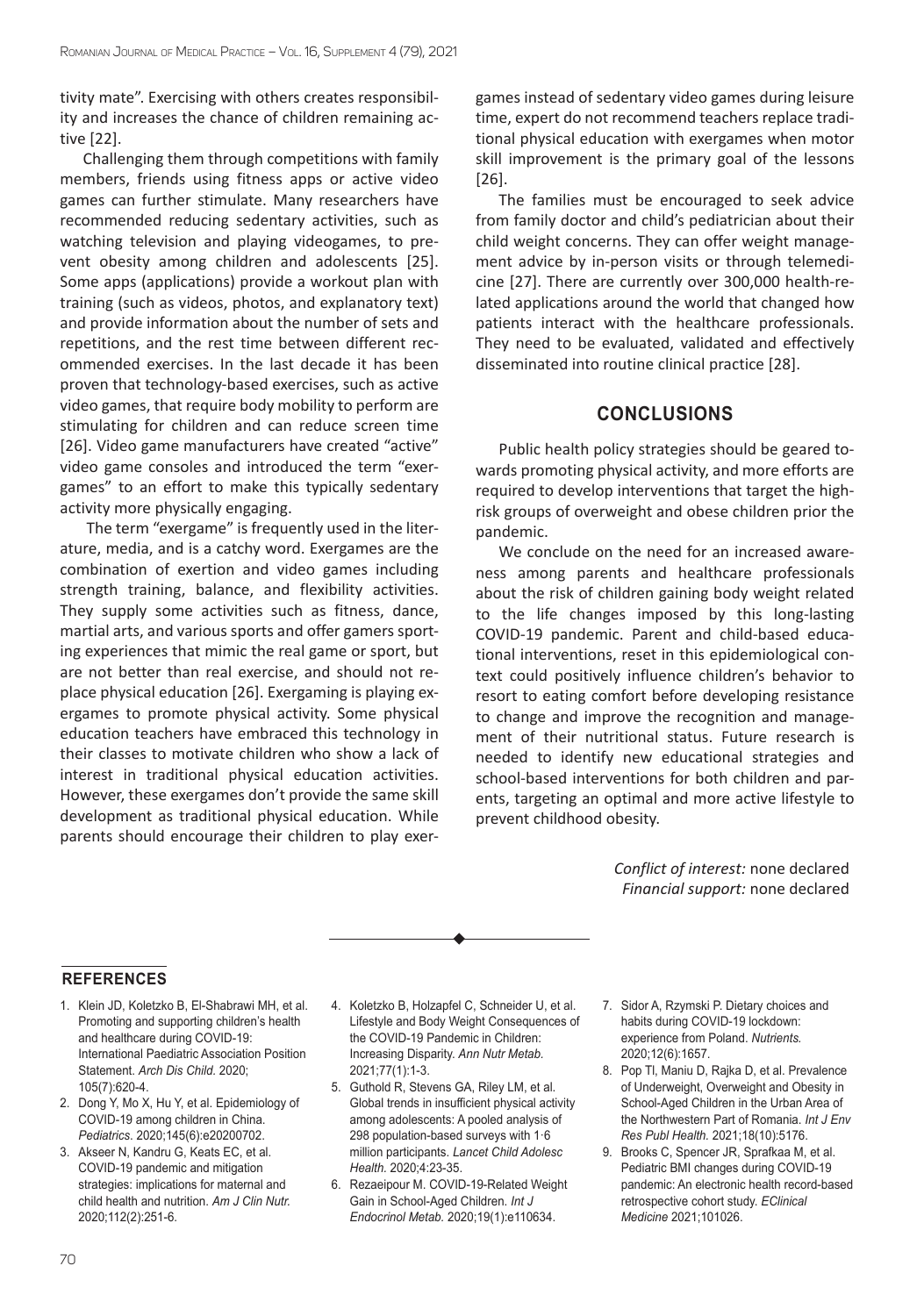tivity mate". Exercising with others creates responsibility and increases the chance of children remaining active [22].

Challenging them through competitions with family members, friends using fitness apps or active video games can further stimulate. Many researchers have recommended reducing sedentary activities, such as watching television and playing videogames, to prevent obesity among children and adolescents [25]. Some apps (applications) provide a workout plan with training (such as videos, photos, and explanatory text) and provide information about the number of sets and repetitions, and the rest time between different recommended exercises. In the last decade it has been proven that technology-based exercises, such as active video games, that require body mobility to perform are stimulating for children and can reduce screen time [26]. Video game manufacturers have created "active" video game consoles and introduced the term "exergames" to an effort to make this typically sedentary activity more physically engaging.

The term "exergame" is frequently used in the literature, media, and is a catchy word. Exergames are the combination of exertion and video games including strength training, balance, and flexibility activities. They supply some activities such as fitness, dance, martial arts, and various sports and offer gamers sporting experiences that mimic the real game or sport, but are not better than real exercise, and should not replace physical education [26]. Exergaming is playing exergames to promote physical activity. Some physical education teachers have embraced this technology in their classes to motivate children who show a lack of interest in traditional physical education activities. However, these exergames don't provide the same skill development as traditional physical education. While parents should encourage their children to play exergames instead of sedentary video games during leisure time, expert do not recommend teachers replace traditional physical education with exergames when motor skill improvement is the primary goal of the lessons [26].

The families must be encouraged to seek advice from family doctor and child's pediatrician about their child weight concerns. They can offer weight management advice by in-person visits or through telemedicine [27]. There are currently over 300,000 health-related applications around the world that changed how patients interact with the healthcare professionals. They need to be evaluated, validated and effectively disseminated into routine clinical practice [28].

## CONCLUSIONS

Public health policy strategies should be geared towards promoting physical activity, and more efforts are required to develop interventions that target the high-risk groups of overweight and obese children prior the pandemic.

We conclude on the need for an increased awareness among parents and healthcare professionals about the risk of children gaining body weight related to the life changes imposed by this long-lasting COVID-19 pandemic. Parent and child-based educational interventions, reset in this epidemiological context could positively influence children's behavior to resort to eating comfort before developing resistance to change and improve the recognition and management of their nutritional status. Future research is needed to identify new educational strategies and school-based interventions for both children and parents, targeting an optimal and more active lifestyle to prevent childhood obesity.

*Conflict of interest:* none declared
*Financial support:* none declared

## REFERENCES

1. Klein JD, Koletzko B, El-Shabrawi MH, et al. Promoting and supporting children's health and healthcare during COVID-19: International Paediatric Association Position Statement. *Arch Dis Child.* 2020; 105(7):620-4.
2. Dong Y, Mo X, Hu Y, et al. Epidemiology of COVID-19 among children in China. *Pediatrics*. 2020;145(6):e20200702.
3. Akseer N, Kandru G, Keats EC, et al. COVID-19 pandemic and mitigation strategies: implications for maternal and child health and nutrition. *Am J Clin Nutr.* 2020;112(2):251-6.
4. Koletzko B, Holzapfel C, Schneider U, et al. Lifestyle and Body Weight Consequences of the COVID-19 Pandemic in Children: Increasing Disparity. *Ann Nutr Metab.* 2021;77(1):1-3.
5. Guthold R, Stevens GA, Riley LM, et al. Global trends in insufficient physical activity among adolescents: A pooled analysis of 298 population-based surveys with 1·6 million participants. *Lancet Child Adolesc Health.* 2020;4:23-35.
6. Rezaeipour M. COVID-19-Related Weight Gain in School-Aged Children. *Int J Endocrinol Metab.* 2020;19(1):e110634.
7. Sidor A, Rzymski P. Dietary choices and habits during COVID-19 lockdown: experience from Poland. *Nutrients.* 2020;12(6):1657.
8. Pop TI, Maniu D, Rajka D, et al. Prevalence of Underweight, Overweight and Obesity in School-Aged Children in the Urban Area of the Northwestern Part of Romania. *Int J Env Res Publ Health.* 2021;18(10):5176.
9. Brooks C, Spencer JR, Sprafkaa M, et al. Pediatric BMI changes during COVID-19 pandemic: An electronic health record-based retrospective cohort study. *EClinical Medicine* 2021;101026.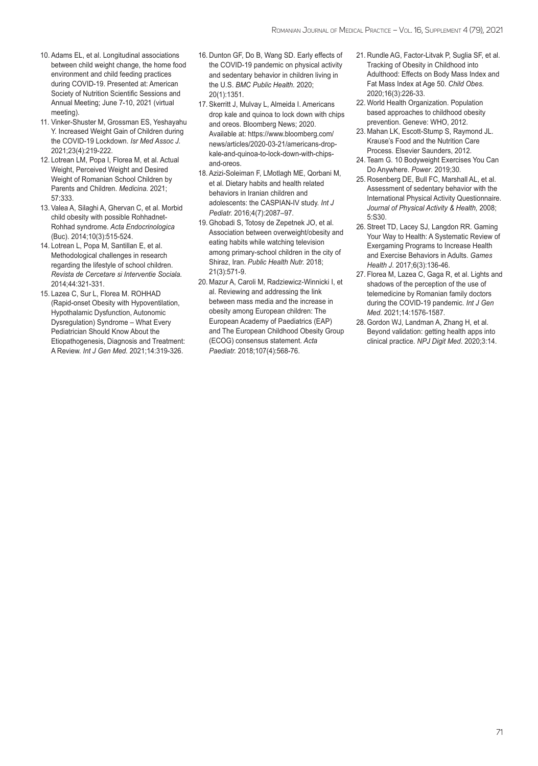10. Adams EL, et al. Longitudinal associations between child weight change, the home food environment and child feeding practices during COVID-19. Presented at: American Society of Nutrition Scientific Sessions and Annual Meeting; June 7-10, 2021 (virtual meeting).
11. Vinker-Shuster M, Grossman ES, Yeshayahu Y. Increased Weight Gain of Children during the COVID-19 Lockdown. *Isr Med Assoc J.* 2021;23(4):219-222.
12. Lotrean LM, Popa I, Florea M, et al. Actual Weight, Perceived Weight and Desired Weight of Romanian School Children by Parents and Children. *Medicina.* 2021; 57:333.
13. Valea A, Silaghi A, Ghervan C, et al. Morbid child obesity with possible Rohhadnet-Rohhad syndrome. *Acta Endocrinologica* (Buc). 2014;10(3):515-524.
14. Lotrean L, Popa M, Santillan E, et al. Methodological challenges in research regarding the lifestyle of school children. *Revista de Cercetare si Interventie Sociala.* 2014;44:321-331.
15. Lazea C, Sur L, Florea M. ROHHAD (Rapid-onset Obesity with Hypoventilation, Hypothalamic Dysfunction, Autonomic Dysregulation) Syndrome – What Every Pediatrician Should Know About the Etiopathogenesis, Diagnosis and Treatment: A Review. *Int J Gen Med.* 2021;14:319-326.
16. Dunton GF, Do B, Wang SD. Early effects of the COVID-19 pandemic on physical activity and sedentary behavior in children living in the U.S. *BMC Public Health.* 2020; 20(1):1351.
17. Skerritt J, Mulvay L, Almeida I. Americans drop kale and quinoa to lock down with chips and oreos. Bloomberg News; 2020. Available at: https://www.bloomberg.com/news/articles/2020-03-21/americans-drop-kale-and-quinoa-to-lock-down-with-chips-and-oreos.
18. Azizi-Soleiman F, LMotlagh ME, Qorbani M, et al. Dietary habits and health related behaviors in Iranian children and adolescents: the CASPIAN-IV study. *Int J Pediatr.* 2016;4(7):2087–97.
19. Ghobadi S, Totosy de Zepetnek JO, et al. Association between overweight/obesity and eating habits while watching television among primary-school children in the city of Shiraz, Iran. *Public Health Nutr.* 2018; 21(3):571-9.
20. Mazur A, Caroli M, Radziewicz-Winnicki I, et al. Reviewing and addressing the link between mass media and the increase in obesity among European children: The European Academy of Paediatrics (EAP) and The European Childhood Obesity Group (ECOG) consensus statement. *Acta Paediatr.* 2018;107(4):568-76.
21. Rundle AG, Factor-Litvak P, Suglia SF, et al. Tracking of Obesity in Childhood into Adulthood: Effects on Body Mass Index and Fat Mass Index at Age 50. *Child Obes.* 2020;16(3):226-33.
22. World Health Organization. Population based approaches to childhood obesity prevention. Geneve: WHO, 2012.
23. Mahan LK, Escott-Stump S, Raymond JL. Krause's Food and the Nutrition Care Process. Elsevier Saunders, 2012.
24. Team G. 10 Bodyweight Exercises You Can Do Anywhere. *Power.* 2019;30.
25. Rosenberg DE, Bull FC, Marshall AL, et al. Assessment of sedentary behavior with the International Physical Activity Questionnaire. *Journal of Physical Activity & Health,* 2008; 5:S30.
26. Street TD, Lacey SJ, Langdon RR. Gaming Your Way to Health: A Systematic Review of Exergaming Programs to Increase Health and Exercise Behaviors in Adults. *Games Health J.* 2017;6(3):136-46.
27. Florea M, Lazea C, Gaga R, et al. Lights and shadows of the perception of the use of telemedicine by Romanian family doctors during the COVID-19 pandemic. *Int J Gen Med.* 2021;14:1576-1587.
28. Gordon WJ, Landman A, Zhang H, et al. Beyond validation: getting health apps into clinical practice. *NPJ Digit Med.* 2020;3:14.